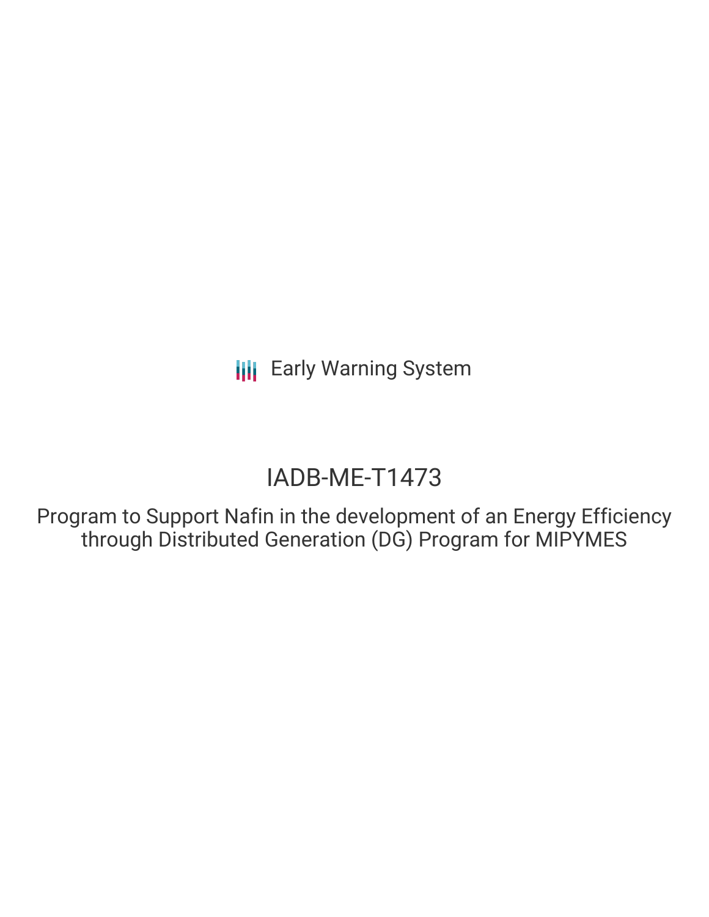Early Warning System

# IADB-ME-T1473

## Program to Support Nafin in the development of an Energy Efficiency through Distributed Generation (DG) Program for MIPYMES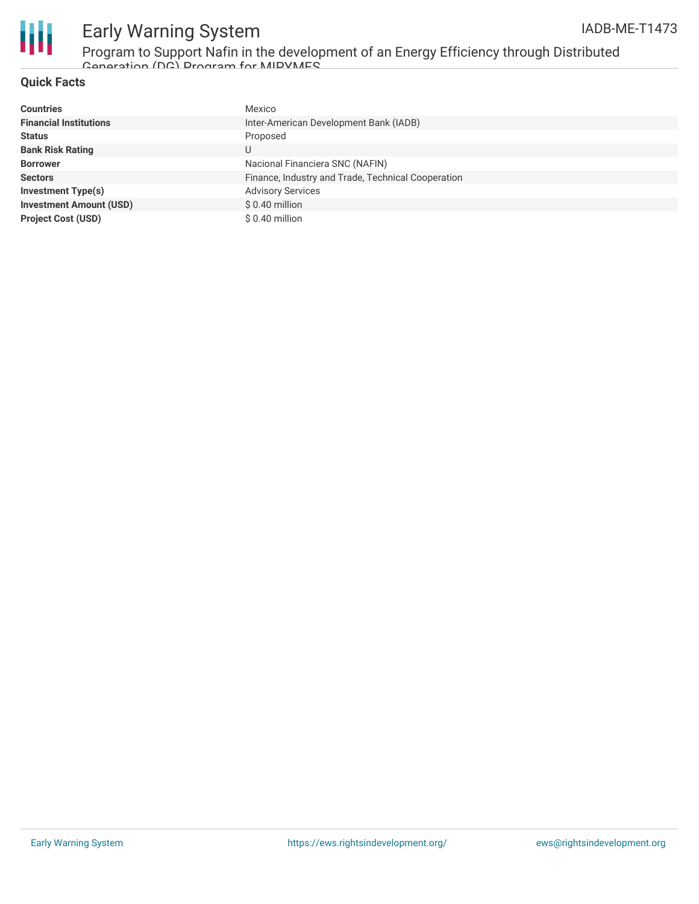## Quick Facts

| | |
|---|---|
| **Countries** | Mexico |
| **Financial Institutions** | Inter-American Development Bank (IADB) |
| **Status** | Proposed |
| **Bank Risk Rating** | U |
| **Borrower** | Nacional Financiera SNC (NAFIN) |
| **Sectors** | Finance, Industry and Trade, Technical Cooperation |
| **Investment Type(s)** | Advisory Services |
| **Investment Amount (USD)** | $ 0.40 million |
| **Project Cost (USD)** | $ 0.40 million |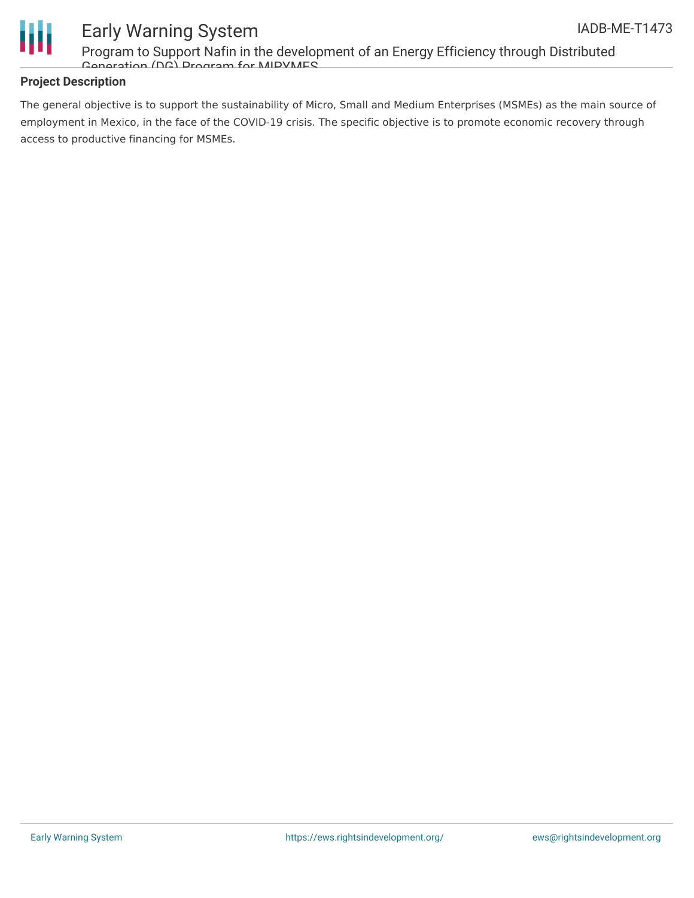## Project Description

The general objective is to support the sustainability of Micro, Small and Medium Enterprises (MSMEs) as the main source of employment in Mexico, in the face of the COVID-19 crisis. The specific objective is to promote economic recovery through access to productive financing for MSMEs.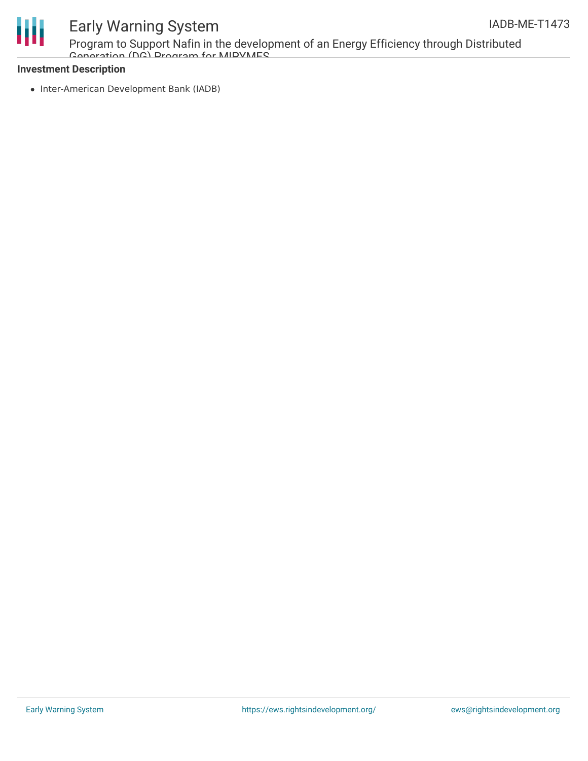**Investment Description**

- Inter-American Development Bank (IADB)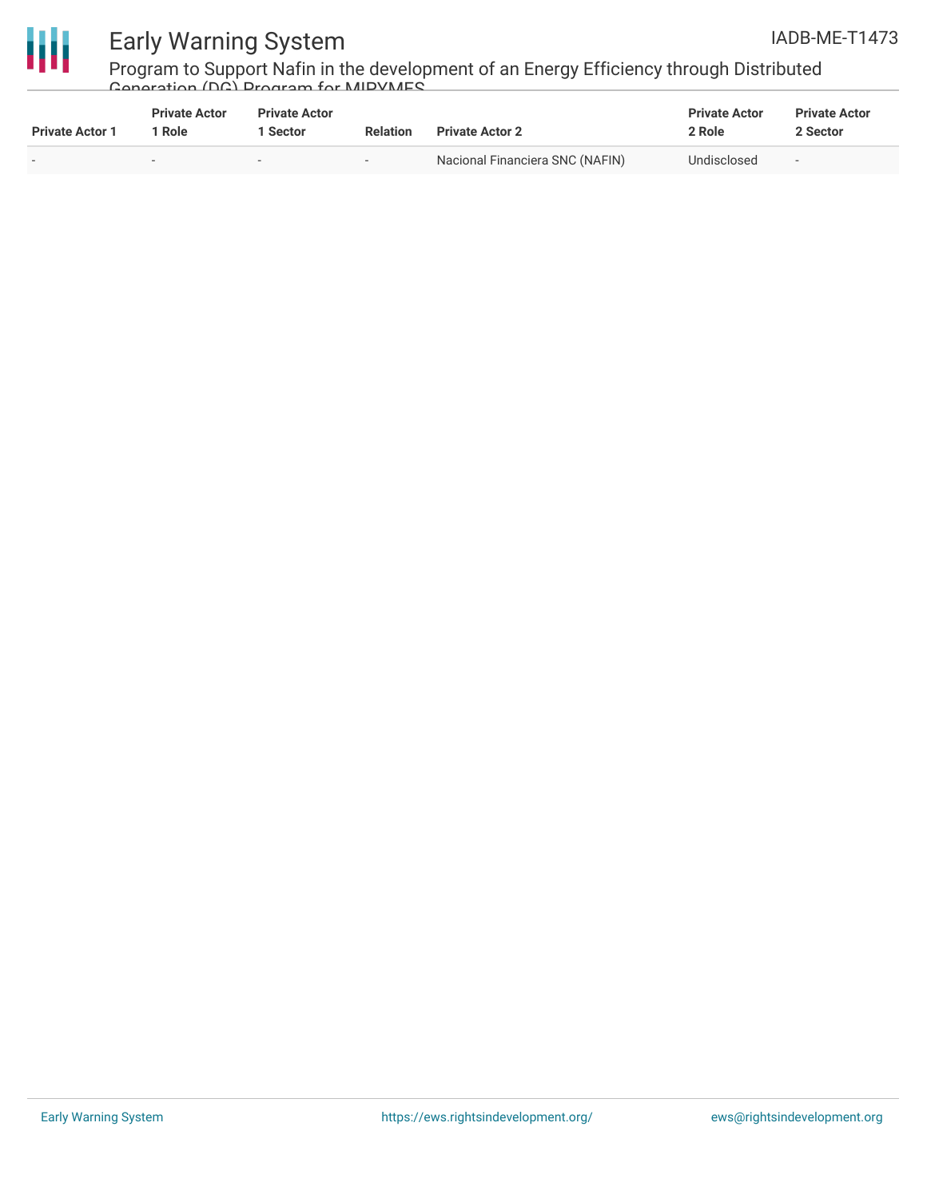| Private Actor 1 | Private Actor 1 Role | Private Actor 1 Sector | Relation | Private Actor 2 | Private Actor 2 Role | Private Actor 2 Sector |
| --- | --- | --- | --- | --- | --- | --- |
| - | - | - | - | Nacional Financiera SNC (NAFIN) | Undisclosed | - |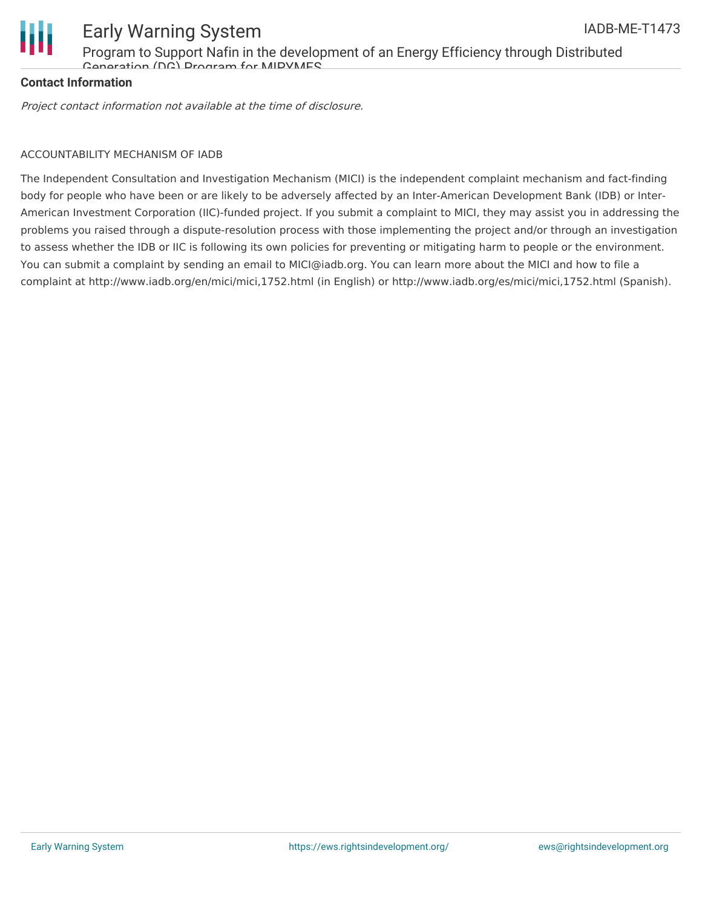**Contact Information**

*Project contact information not available at the time of disclosure.*

ACCOUNTABILITY MECHANISM OF IADB

The Independent Consultation and Investigation Mechanism (MICI) is the independent complaint mechanism and fact-finding body for people who have been or are likely to be adversely affected by an Inter-American Development Bank (IDB) or Inter-American Investment Corporation (IIC)-funded project. If you submit a complaint to MICI, they may assist you in addressing the problems you raised through a dispute-resolution process with those implementing the project and/or through an investigation to assess whether the IDB or IIC is following its own policies for preventing or mitigating harm to people or the environment. You can submit a complaint by sending an email to MICI@iadb.org. You can learn more about the MICI and how to file a complaint at http://www.iadb.org/en/mici/mici,1752.html (in English) or http://www.iadb.org/es/mici/mici,1752.html (Spanish).